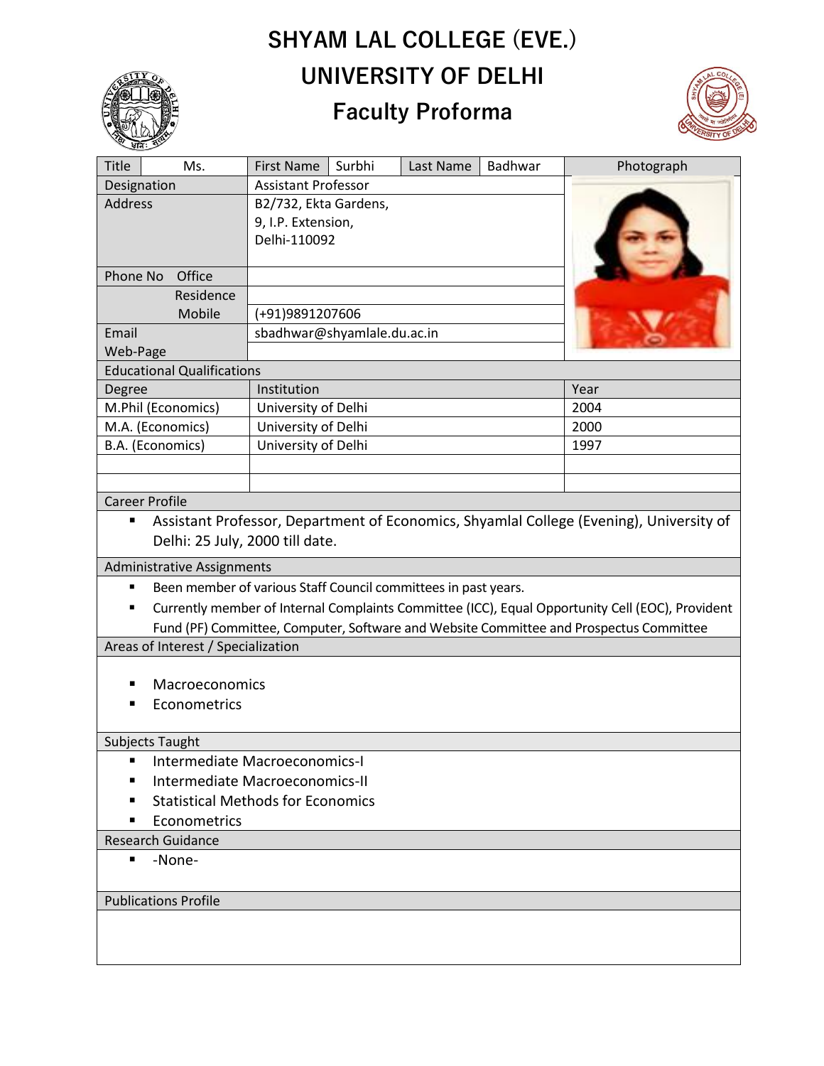# SHYAM LAL COLLEGE (EVE.)

## UNIVERSITY OF DELHI

## Faculty Proforma

| Title | Ms. | First Name | Surbhi | Last Name | Badhwar | Photograph |
|---|---|---|---|---|---|---|
| Designation | | Assistant Professor | | | | |
| Address | | B2/732, Ekta Gardens, 9, I.P. Extension, Delhi-110092 | | | | |
| Phone No Office | | | | | | |
| Residence | | | | | | |
| Mobile | | (+91)9891207606 | | | | |
| Email | | sbadhwar@shyamlale.du.ac.in | | | | |
| Web-Page | | | | | | |

**Educational Qualifications**

| Degree | Institution | Year |
|---|---|---|
| M.Phil (Economics) | University of Delhi | 2004 |
| M.A. (Economics) | University of Delhi | 2000 |
| B.A. (Economics) | University of Delhi | 1997 |
| | | |
| | | |

**Career Profile**

- Assistant Professor, Department of Economics, Shyamlal College (Evening), University of Delhi: 25 July, 2000 till date.

**Administrative Assignments**

- Been member of various Staff Council committees in past years.
- Currently member of Internal Complaints Committee (ICC), Equal Opportunity Cell (EOC), Provident Fund (PF) Committee, Computer, Software and Website Committee and Prospectus Committee

**Areas of Interest / Specialization**

- Macroeconomics
- Econometrics

**Subjects Taught**

- Intermediate Macroeconomics-I
- Intermediate Macroeconomics-II
- Statistical Methods for Economics
- Econometrics

**Research Guidance**

- -None-

**Publications Profile**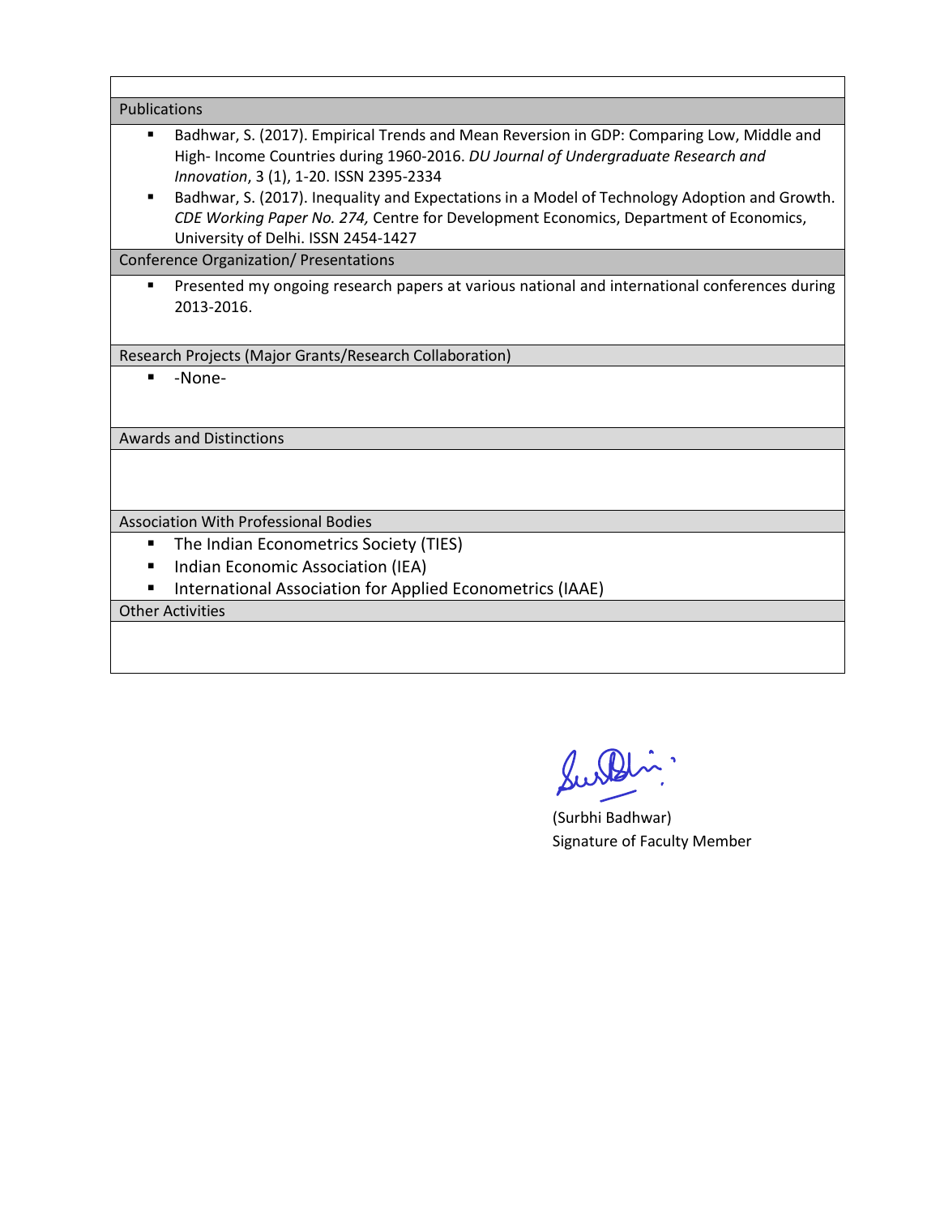## Publications

- Badhwar, S. (2017). Empirical Trends and Mean Reversion in GDP: Comparing Low, Middle and High- Income Countries during 1960-2016. *DU Journal of Undergraduate Research and Innovation*, 3 (1), 1-20. ISSN 2395-2334
- Badhwar, S. (2017). Inequality and Expectations in a Model of Technology Adoption and Growth. *CDE Working Paper No. 274,* Centre for Development Economics, Department of Economics, University of Delhi. ISSN 2454-1427

## Conference Organization/ Presentations

- Presented my ongoing research papers at various national and international conferences during 2013-2016.

## Research Projects (Major Grants/Research Collaboration)

- -None-

## Awards and Distinctions

## Association With Professional Bodies

- The Indian Econometrics Society (TIES)
- Indian Economic Association (IEA)
- International Association for Applied Econometrics (IAAE)

## Other Activities

(Surbhi Badhwar)
Signature of Faculty Member